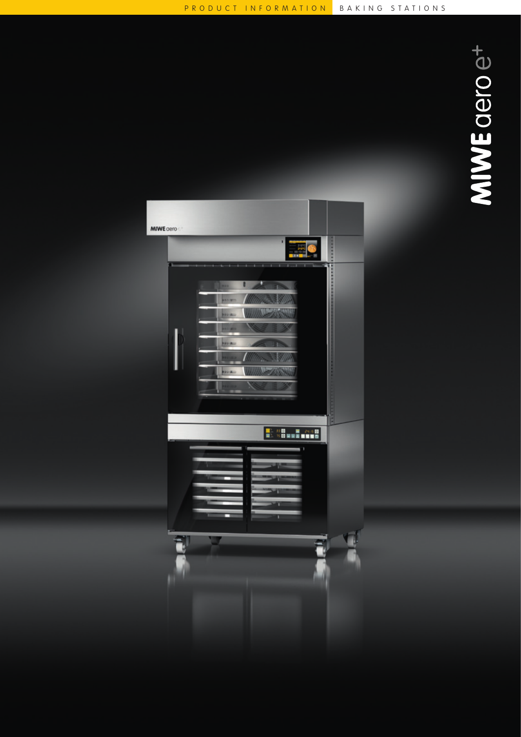PRODUCT INFORMATION BAKING STATIONS

# MIWE aero e+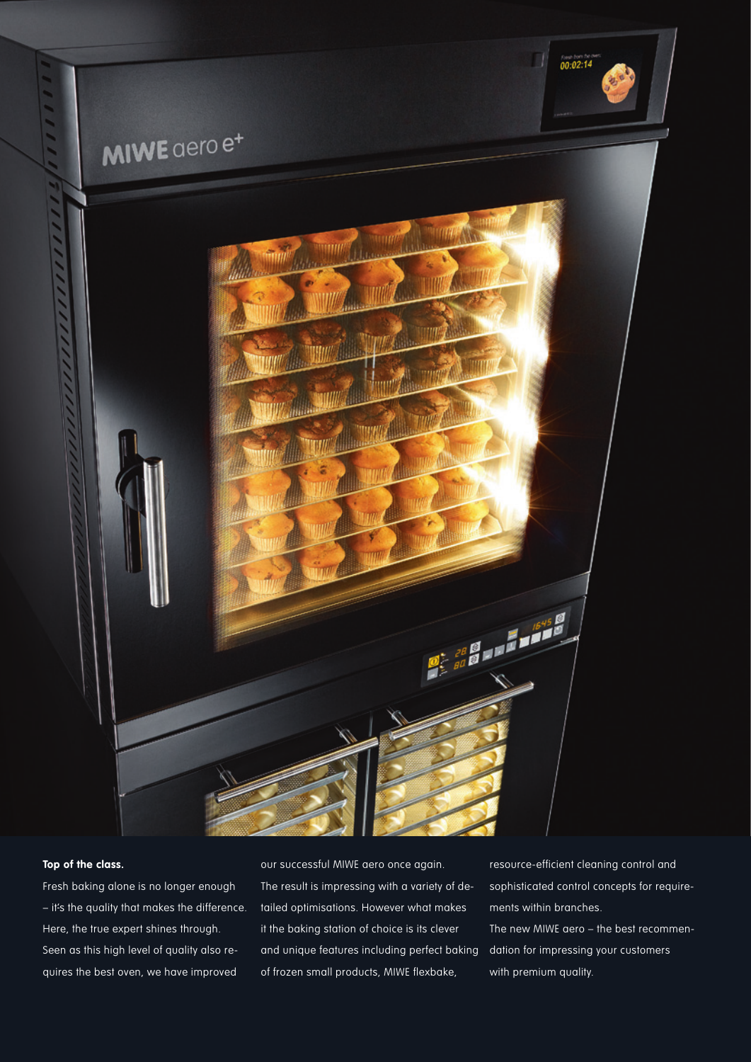**Top of the class.**

Fresh baking alone is no longer enough – it's the quality that makes the difference. Here, the true expert shines through. Seen as this high level of quality also requires the best oven, we have improved our successful MIWE aero once again. The result is impressing with a variety of detailed optimisations. However what makes it the baking station of choice is its clever and unique features including perfect baking of frozen small products, MIWE flexbake, resource-efficient cleaning control and sophisticated control concepts for requirements within branches.

The new MIWE aero – the best recommendation for impressing your customers with premium quality.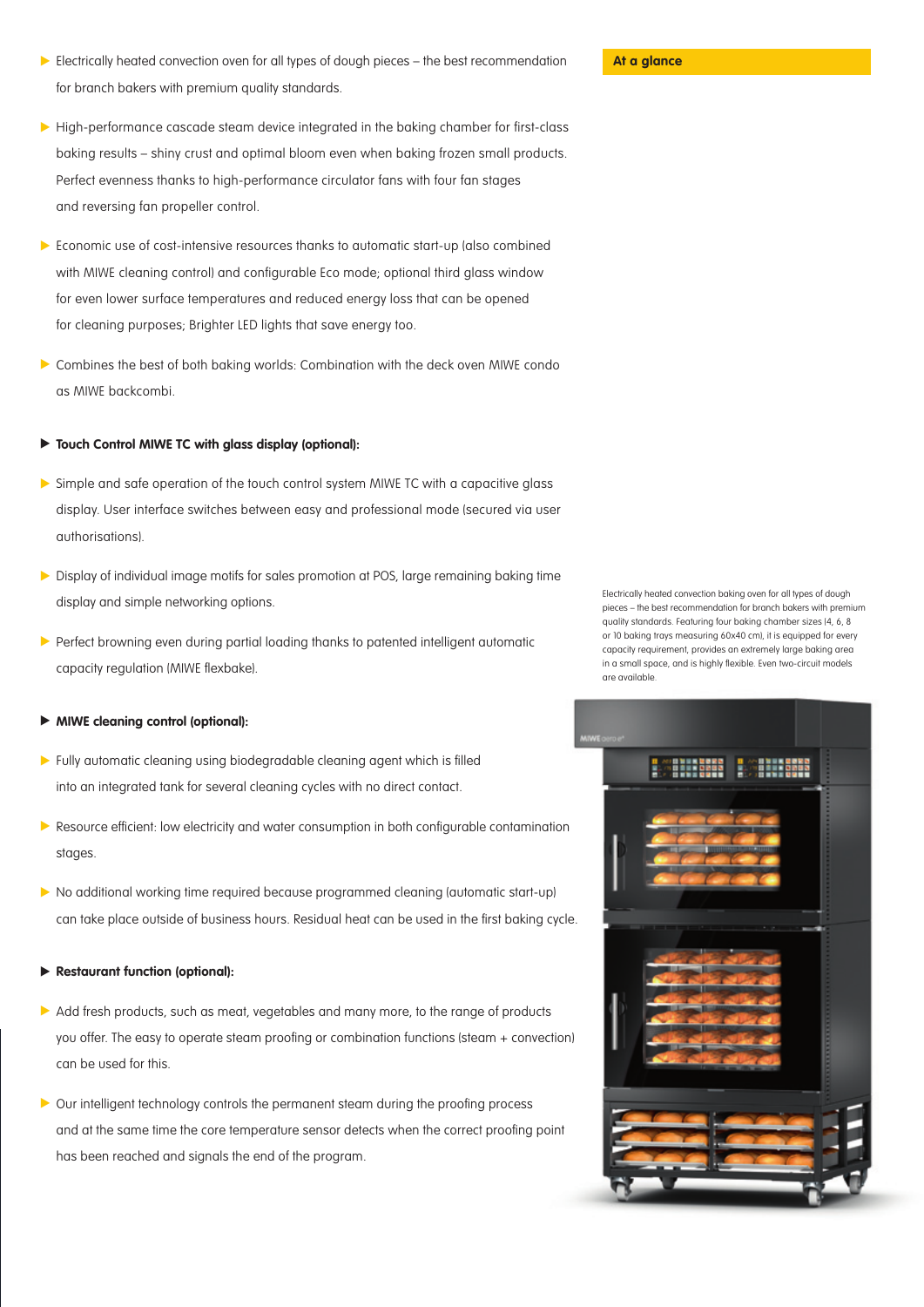- Electrically heated convection oven for all types of dough pieces – the best recommendation for branch bakers with premium quality standards.
- High-performance cascade steam device integrated in the baking chamber for first-class baking results – shiny crust and optimal bloom even when baking frozen small products. Perfect evenness thanks to high-performance circulator fans with four fan stages and reversing fan propeller control.
- Economic use of cost-intensive resources thanks to automatic start-up (also combined with MIWE cleaning control) and configurable Eco mode; optional third glass window for even lower surface temperatures and reduced energy loss that can be opened for cleaning purposes; Brighter LED lights that save energy too.
- Combines the best of both baking worlds: Combination with the deck oven MIWE condo as MIWE backcombi.

**Touch Control MIWE TC with glass display (optional):**

- Simple and safe operation of the touch control system MIWE TC with a capacitive glass display. User interface switches between easy and professional mode (secured via user authorisations).
- Display of individual image motifs for sales promotion at POS, large remaining baking time display and simple networking options.
- Perfect browning even during partial loading thanks to patented intelligent automatic capacity regulation (MIWE flexbake).

**MIWE cleaning control (optional):**

- Fully automatic cleaning using biodegradable cleaning agent which is filled into an integrated tank for several cleaning cycles with no direct contact.
- Resource efficient: low electricity and water consumption in both configurable contamination stages.
- No additional working time required because programmed cleaning (automatic start-up) can take place outside of business hours. Residual heat can be used in the first baking cycle.

**Restaurant function (optional):**

- Add fresh products, such as meat, vegetables and many more, to the range of products you offer. The easy to operate steam proofing or combination functions (steam + convection) can be used for this.
- Our intelligent technology controls the permanent steam during the proofing process and at the same time the core temperature sensor detects when the correct proofing point has been reached and signals the end of the program.

**At a glance**

Electrically heated convection baking oven for all types of dough pieces – the best recommendation for branch bakers with premium quality standards. Featuring four baking chamber sizes (4, 6, 8 or 10 baking trays measuring 60x40 cm), it is equipped for every capacity requirement, provides an extremely large baking area in a small space, and is highly flexible. Even two-circuit models are available.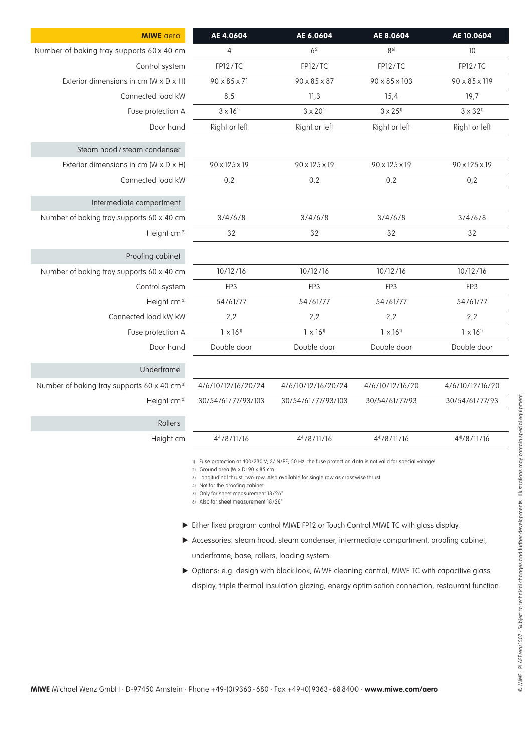| **MIWE** aero | AE 4.0604 | AE 6.0604 | AE 8.0604 | AE 10.0604 |
|---|---|---|---|---|
| Number of baking tray supports 60 x 40 cm | 4 | 6[5] | 8[6] | 10 |
| Control system | FP12 / TC | FP12 / TC | FP12 / TC | FP12 / TC |
| Exterior dimensions in cm (W x D x H) | 90 x 85 x 71 | 90 x 85 x 87 | 90 x 85 x 103 | 90 x 85 x 119 |
| Connected load kW | 8,5 | 11,3 | 15,4 | 19,7 |
| Fuse protection A | 3 x 16[1] | 3 x 20[1] | 3 x 25[1] | 3 x 32[1] |
| Door hand | Right or left | Right or left | Right or left | Right or left |
| **Steam hood / steam condenser** | | | | |
| Exterior dimensions in cm (W x D x H) | 90 x 125 x 19 | 90 x 125 x 19 | 90 x 125 x 19 | 90 x 125 x 19 |
| Connected load kW | 0,2 | 0,2 | 0,2 | 0,2 |
| **Intermediate compartment** | | | | |
| Number of baking tray supports 60 x 40 cm | 3 / 4 / 6 / 8 | 3 / 4 / 6 / 8 | 3 / 4 / 6 / 8 | 3 / 4 / 6 / 8 |
| Height cm [2] | 32 | 32 | 32 | 32 |
| **Proofing cabinet** | | | | |
| Number of baking tray supports 60 x 40 cm | 10 / 12 / 16 | 10 / 12 / 16 | 10 / 12 / 16 | 10 / 12 / 16 |
| Control system | FP3 | FP3 | FP3 | FP3 |
| Height cm [2] | 54 / 61 / 77 | 54 / 61 / 77 | 54 / 61 / 77 | 54 / 61 / 77 |
| Connected load kW kW | 2,2 | 2,2 | 2,2 | 2,2 |
| Fuse protection A | 1 x 16[1] | 1 x 16[1] | 1 x 16[1] | 1 x 16[1] |
| Door hand | Double door | Double door | Double door | Double door |
| **Underframe** | | | | |
| Number of baking tray supports 60 x 40 cm [3] | 4 / 6 / 10 / 12 / 16 / 20 / 24 | 4 / 6 / 10 / 12 / 16 / 20 / 24 | 4 / 6 / 10 / 12 / 16 / 20 | 4 / 6 / 10 / 12 / 16 / 20 |
| Height cm [2] | 30 / 54 / 61 / 77 / 93 / 103 | 30 / 54 / 61 / 77 / 93 / 103 | 30 / 54 / 61 / 77 / 93 | 30 / 54 / 61 / 77 / 93 |
| **Rollers** | | | | |
| Height cm | 4[4] / 8 / 11 / 16 | 4[4] / 8 / 11 / 16 | 4[4] / 8 / 11 / 16 | 4[4] / 8 / 11 / 16 |

1) Fuse protection at 400/230 V, 3/ N/PE, 50 Hz: the fuse protection data is not valid for special voltage!
2) Ground area (W x D) 90 x 85 cm
3) Longitudinal thrust, two-row. Also available for single row as crosswise thrust
4) Not for the proofing cabinet
5) Only for sheet measurement 18/26"
6) Also for sheet measurement 18/26"

- Either fixed program control MIWE FP12 or Touch Control MIWE TC with glass display.
- Accessories: steam hood, steam condenser, intermediate compartment, proofing cabinet, underframe, base, rollers, loading system.
- Options: e.g. design with black look, MIWE cleaning control, MIWE TC with capacitive glass display, triple thermal insulation glazing, energy optimisation connection, restaurant function.

**MIWE** Michael Wenz GmbH · D-97450 Arnstein · Phone +49-(0) 9363 - 680 · Fax +49-(0) 9363 - 68 8400 · **www.miwe.com/aero**

© MIWE · PI AEE/en/1507 · Subject to technical changes and further developments · Illustrations may contain special equipment.